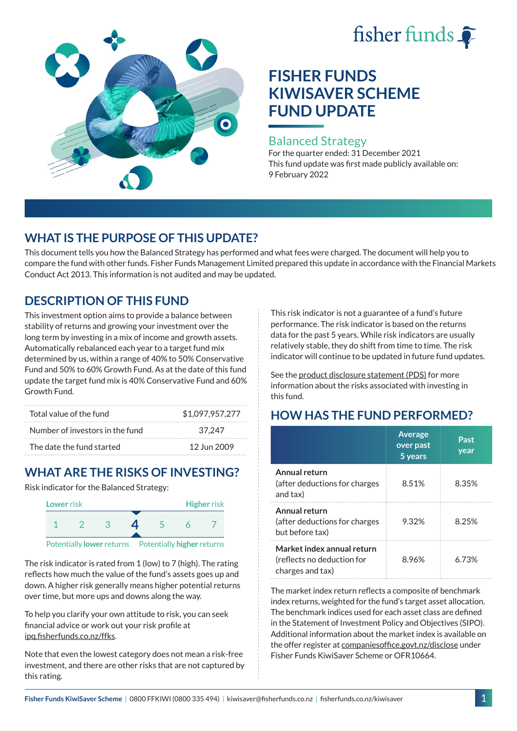fisher funds

# FISHER FUNDS KIWISAVER SCHEME FUND UPDATE

## Balanced Strategy

For the quarter ended: 31 December 2021

This fund update was first made publicly available on: 9 February 2022

## WHAT IS THE PURPOSE OF THIS UPDATE?

This document tells you how the Balanced Strategy has performed and what fees were charged. The document will help you to compare the fund with other funds. Fisher Funds Management Limited prepared this update in accordance with the Financial Markets Conduct Act 2013. This information is not audited and may be updated.

## DESCRIPTION OF THIS FUND

This investment option aims to provide a balance between stability of returns and growing your investment over the long term by investing in a mix of income and growth assets. Automatically rebalanced each year to a target fund mix determined by us, within a range of 40% to 50% Conservative Fund and 50% to 60% Growth Fund. As at the date of this fund update the target fund mix is 40% Conservative Fund and 60% Growth Fund.

| | |
|---|---|
| Total value of the fund | $1,097,957,277 |
| Number of investors in the fund | 37,247 |
| The date the fund started | 12 Jun 2009 |

## WHAT ARE THE RISKS OF INVESTING?

Risk indicator for the Balanced Strategy:

Lower risk — Higher risk

1 2 3 **4** 5 6 7

Potentially lower returns — Potentially higher returns

The risk indicator is rated from 1 (low) to 7 (high). The rating reflects how much the value of the fund's assets goes up and down. A higher risk generally means higher potential returns over time, but more ups and downs along the way.

To help you clarify your own attitude to risk, you can seek financial advice or work out your risk profile at ipq.fisherfunds.co.nz/ffks.

Note that even the lowest category does not mean a risk-free investment, and there are other risks that are not captured by this rating.

This risk indicator is not a guarantee of a fund's future performance. The risk indicator is based on the returns data for the past 5 years. While risk indicators are usually relatively stable, they do shift from time to time. The risk indicator will continue to be updated in future fund updates.

See the product disclosure statement (PDS) for more information about the risks associated with investing in this fund.

## HOW HAS THE FUND PERFORMED?

| | Average over past 5 years | Past year |
|---|---|---|
| **Annual return** (after deductions for charges and tax) | 8.51% | 8.35% |
| **Annual return** (after deductions for charges but before tax) | 9.32% | 8.25% |
| **Market index annual return** (reflects no deduction for charges and tax) | 8.96% | 6.73% |

The market index return reflects a composite of benchmark index returns, weighted for the fund's target asset allocation. The benchmark indices used for each asset class are defined in the Statement of Investment Policy and Objectives (SIPO). Additional information about the market index is available on the offer register at companiesoffice.govt.nz/disclose under Fisher Funds KiwiSaver Scheme or OFR10664.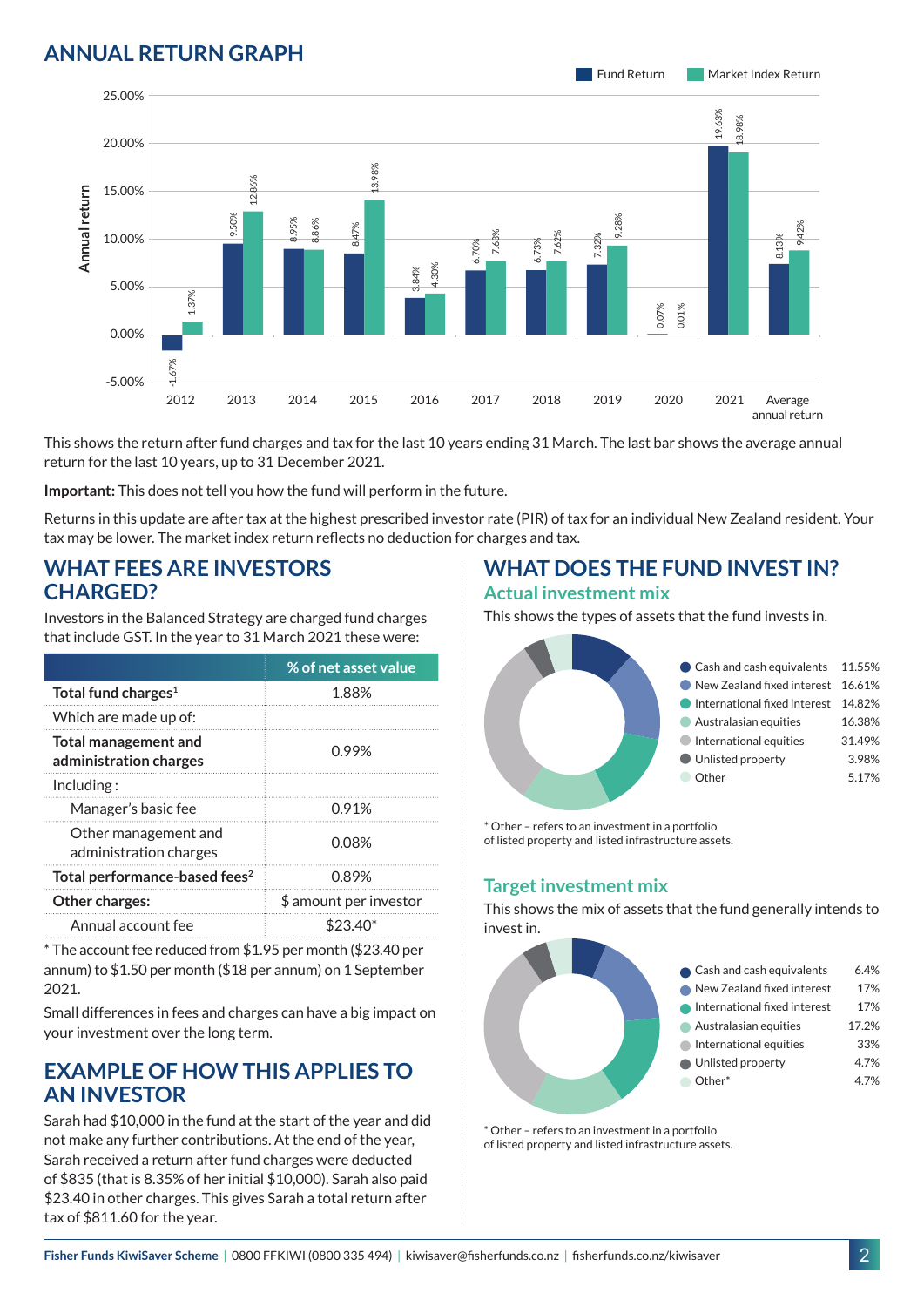## ANNUAL RETURN GRAPH

| Year | Fund Return | Market Index Return |
|---|---|---|
| 2012 | -1.67% | 1.37% |
| 2013 | 9.50% | 12.86% |
| 2014 | 8.95% | 8.86% |
| 2015 | 8.47% | 13.98% |
| 2016 | 3.84% | 4.30% |
| 2017 | 6.70% | 7.63% |
| 2018 | 6.73% | 7.62% |
| 2019 | 7.32% | 9.28% |
| 2020 | 0.07% | 0.01% |
| 2021 | 19.63% | 18.98% |
| Average annual return | 8.13% | 9.42% |

This shows the return after fund charges and tax for the last 10 years ending 31 March. The last bar shows the average annual return for the last 10 years, up to 31 December 2021.

**Important:** This does not tell you how the fund will perform in the future.

Returns in this update are after tax at the highest prescribed investor rate (PIR) of tax for an individual New Zealand resident. Your tax may be lower. The market index return reflects no deduction for charges and tax.

## WHAT FEES ARE INVESTORS CHARGED?

Investors in the Balanced Strategy are charged fund charges that include GST. In the year to 31 March 2021 these were:

| | % of net asset value |
|---|---|
| **Total fund charges**[1] | 1.88% |
| Which are made up of: | |
| **Total management and administration charges** | 0.99% |
| Including : | |
| Manager's basic fee | 0.91% |
| Other management and administration charges | 0.08% |
| **Total performance-based fees**[2] | 0.89% |
| **Other charges:** | $ amount per investor |
| Annual account fee | $23.40* |

* The account fee reduced from $1.95 per month ($23.40 per annum) to $1.50 per month ($18 per annum) on 1 September 2021.

Small differences in fees and charges can have a big impact on your investment over the long term.

## EXAMPLE OF HOW THIS APPLIES TO AN INVESTOR

Sarah had $10,000 in the fund at the start of the year and did not make any further contributions. At the end of the year, Sarah received a return after fund charges were deducted of $835 (that is 8.35% of her initial $10,000). Sarah also paid $23.40 in other charges. This gives Sarah a total return after tax of $811.60 for the year.

## WHAT DOES THE FUND INVEST IN?

### Actual investment mix

This shows the types of assets that the fund invests in.

| Asset | % |
|---|---|
| Cash and cash equivalents | 11.55% |
| New Zealand fixed interest | 16.61% |
| International fixed interest | 14.82% |
| Australasian equities | 16.38% |
| International equities | 31.49% |
| Unlisted property | 3.98% |
| Other | 5.17% |

* Other – refers to an investment in a portfolio of listed property and listed infrastructure assets.

### Target investment mix

This shows the mix of assets that the fund generally intends to invest in.

| Asset | % |
|---|---|
| Cash and cash equivalents | 6.4% |
| New Zealand fixed interest | 17% |
| International fixed interest | 17% |
| Australasian equities | 17.2% |
| International equities | 33% |
| Unlisted property | 4.7% |
| Other* | 4.7% |

* Other – refers to an investment in a portfolio of listed property and listed infrastructure assets.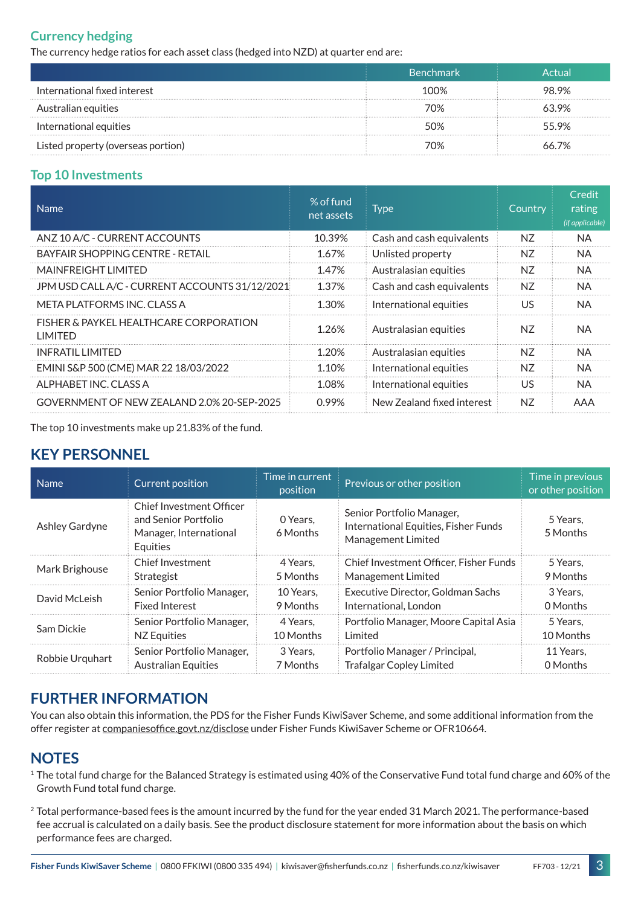## Currency hedging

The currency hedge ratios for each asset class (hedged into NZD) at quarter end are:

| | Benchmark | Actual |
|---|---|---|
| International fixed interest | 100% | 98.9% |
| Australian equities | 70% | 63.9% |
| International equities | 50% | 55.9% |
| Listed property (overseas portion) | 70% | 66.7% |

## Top 10 Investments

| Name | % of fund net assets | Type | Country | Credit rating *(if applicable)* |
|---|---|---|---|---|
| ANZ 10 A/C - CURRENT ACCOUNTS | 10.39% | Cash and cash equivalents | NZ | NA |
| BAYFAIR SHOPPING CENTRE - RETAIL | 1.67% | Unlisted property | NZ | NA |
| MAINFREIGHT LIMITED | 1.47% | Australasian equities | NZ | NA |
| JPM USD CALL A/C - CURRENT ACCOUNTS 31/12/2021 | 1.37% | Cash and cash equivalents | NZ | NA |
| META PLATFORMS INC. CLASS A | 1.30% | International equities | US | NA |
| FISHER & PAYKEL HEALTHCARE CORPORATION LIMITED | 1.26% | Australasian equities | NZ | NA |
| INFRATIL LIMITED | 1.20% | Australasian equities | NZ | NA |
| EMINI S&P 500 (CME) MAR 22 18/03/2022 | 1.10% | International equities | NZ | NA |
| ALPHABET INC. CLASS A | 1.08% | International equities | US | NA |
| GOVERNMENT OF NEW ZEALAND 2.0% 20-SEP-2025 | 0.99% | New Zealand fixed interest | NZ | AAA |

The top 10 investments make up 21.83% of the fund.

## KEY PERSONNEL

| Name | Current position | Time in current position | Previous or other position | Time in previous or other position |
|---|---|---|---|---|
| Ashley Gardyne | Chief Investment Officer and Senior Portfolio Manager, International Equities | 0 Years, 6 Months | Senior Portfolio Manager, International Equities, Fisher Funds Management Limited | 5 Years, 5 Months |
| Mark Brighouse | Chief Investment Strategist | 4 Years, 5 Months | Chief Investment Officer, Fisher Funds Management Limited | 5 Years, 9 Months |
| David McLeish | Senior Portfolio Manager, Fixed Interest | 10 Years, 9 Months | Executive Director, Goldman Sachs International, London | 3 Years, 0 Months |
| Sam Dickie | Senior Portfolio Manager, NZ Equities | 4 Years, 10 Months | Portfolio Manager, Moore Capital Asia Limited | 5 Years, 10 Months |
| Robbie Urquhart | Senior Portfolio Manager, Australian Equities | 3 Years, 7 Months | Portfolio Manager / Principal, Trafalgar Copley Limited | 11 Years, 0 Months |

## FURTHER INFORMATION

You can also obtain this information, the PDS for the Fisher Funds KiwiSaver Scheme, and some additional information from the offer register at companiesoffice.govt.nz/disclose under Fisher Funds KiwiSaver Scheme or OFR10664.

## NOTES

[1] The total fund charge for the Balanced Strategy is estimated using 40% of the Conservative Fund total fund charge and 60% of the Growth Fund total fund charge.

[2] Total performance-based fees is the amount incurred by the fund for the year ended 31 March 2021. The performance-based fee accrual is calculated on a daily basis. See the product disclosure statement for more information about the basis on which performance fees are charged.

**Fisher Funds KiwiSaver Scheme** | 0800 FFKIWI (0800 335 494) | kiwisaver@fisherfunds.co.nz | fisherfunds.co.nz/kiwisaver FF703 - 12/21